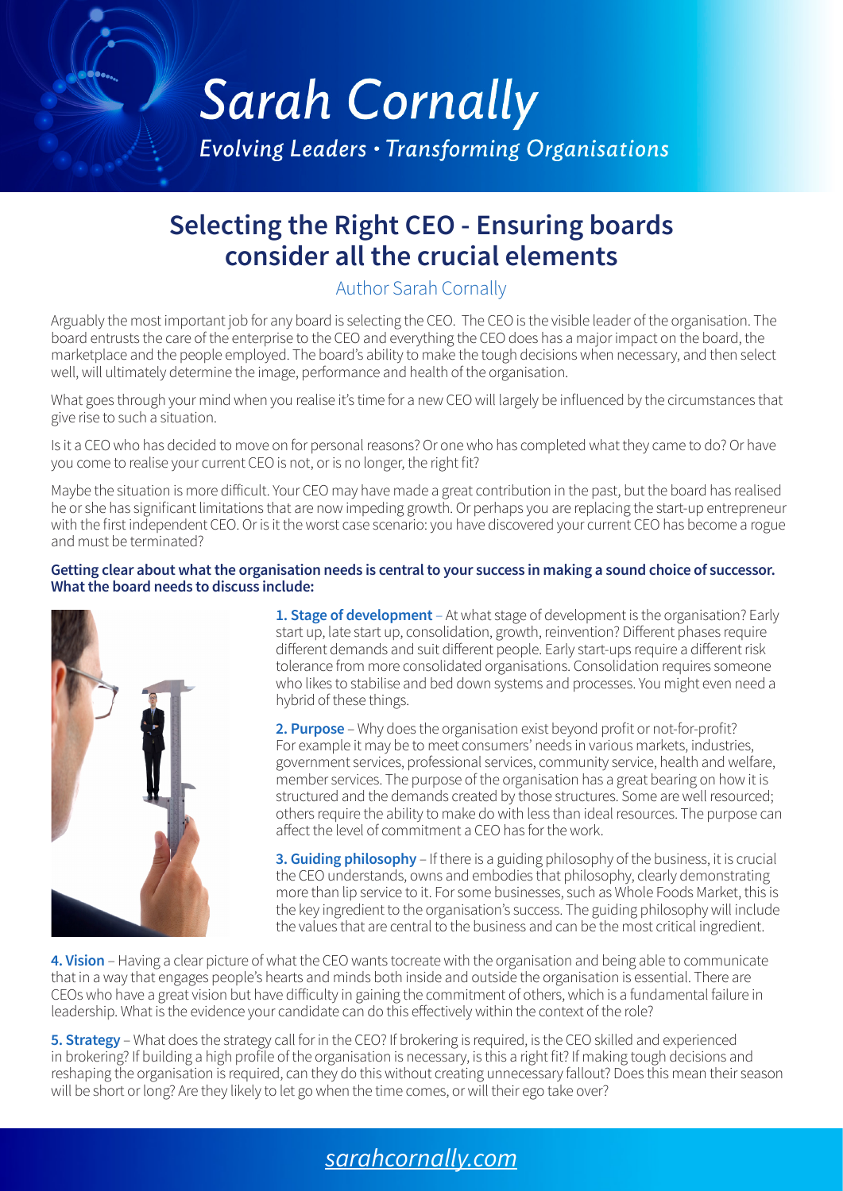# Sarah Cornally

*Evolving Leaders • Transforming Organisations*

## Selecting the Right CEO - Ensuring boards consider all the crucial elements

Author Sarah Cornally

Arguably the most important job for any board is selecting the CEO. The CEO is the visible leader of the organisation. The board entrusts the care of the enterprise to the CEO and everything the CEO does has a major impact on the board, the marketplace and the people employed. The board's ability to make the tough decisions when necessary, and then select well, will ultimately determine the image, performance and health of the organisation.

What goes through your mind when you realise it's time for a new CEO will largely be influenced by the circumstances that give rise to such a situation.

Is it a CEO who has decided to move on for personal reasons? Or one who has completed what they came to do? Or have you come to realise your current CEO is not, or is no longer, the right fit?

Maybe the situation is more difficult. Your CEO may have made a great contribution in the past, but the board has realised he or she has significant limitations that are now impeding growth. Or perhaps you are replacing the start-up entrepreneur with the first independent CEO. Or is it the worst case scenario: you have discovered your current CEO has become a rogue and must be terminated?

**Getting clear about what the organisation needs is central to your success in making a sound choice of successor. What the board needs to discuss include:**

**1. Stage of development** – At what stage of development is the organisation? Early start up, late start up, consolidation, growth, reinvention? Different phases require different demands and suit different people. Early start-ups require a different risk tolerance from more consolidated organisations. Consolidation requires someone who likes to stabilise and bed down systems and processes. You might even need a hybrid of these things.

**2. Purpose** – Why does the organisation exist beyond profit or not-for-profit? For example it may be to meet consumers' needs in various markets, industries, government services, professional services, community service, health and welfare, member services. The purpose of the organisation has a great bearing on how it is structured and the demands created by those structures. Some are well resourced; others require the ability to make do with less than ideal resources. The purpose can affect the level of commitment a CEO has for the work.

**3. Guiding philosophy** – If there is a guiding philosophy of the business, it is crucial the CEO understands, owns and embodies that philosophy, clearly demonstrating more than lip service to it. For some businesses, such as Whole Foods Market, this is the key ingredient to the organisation's success. The guiding philosophy will include the values that are central to the business and can be the most critical ingredient.

**4. Vision** – Having a clear picture of what the CEO wants tocreate with the organisation and being able to communicate that in a way that engages people's hearts and minds both inside and outside the organisation is essential. There are CEOs who have a great vision but have difficulty in gaining the commitment of others, which is a fundamental failure in leadership. What is the evidence your candidate can do this effectively within the context of the role?

**5. Strategy** – What does the strategy call for in the CEO? If brokering is required, is the CEO skilled and experienced in brokering? If building a high profile of the organisation is necessary, is this a right fit? If making tough decisions and reshaping the organisation is required, can they do this without creating unnecessary fallout? Does this mean their season will be short or long? Are they likely to let go when the time comes, or will their ego take over?

sarahcornally.com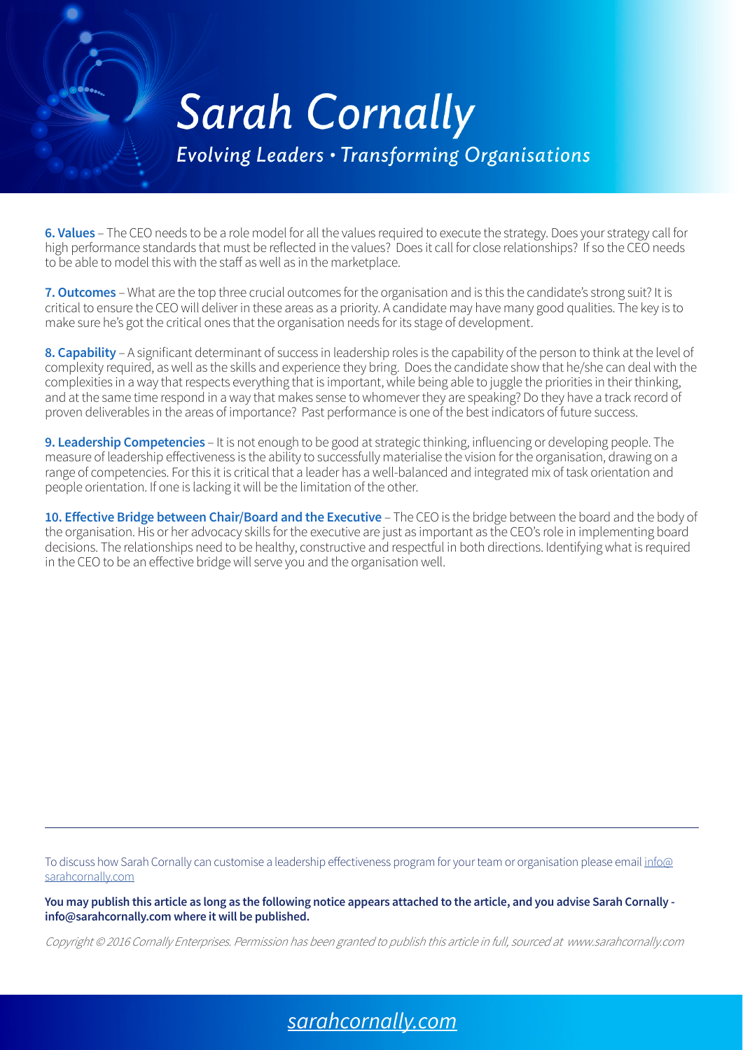**6. Values** – The CEO needs to be a role model for all the values required to execute the strategy. Does your strategy call for high performance standards that must be reflected in the values? Does it call for close relationships? If so the CEO needs to be able to model this with the staff as well as in the marketplace.

**7. Outcomes** – What are the top three crucial outcomes for the organisation and is this the candidate's strong suit? It is critical to ensure the CEO will deliver in these areas as a priority. A candidate may have many good qualities. The key is to make sure he's got the critical ones that the organisation needs for its stage of development.

**8. Capability** – A significant determinant of success in leadership roles is the capability of the person to think at the level of complexity required, as well as the skills and experience they bring. Does the candidate show that he/she can deal with the complexities in a way that respects everything that is important, while being able to juggle the priorities in their thinking, and at the same time respond in a way that makes sense to whomever they are speaking? Do they have a track record of proven deliverables in the areas of importance? Past performance is one of the best indicators of future success.

**9. Leadership Competencies** – It is not enough to be good at strategic thinking, influencing or developing people. The measure of leadership effectiveness is the ability to successfully materialise the vision for the organisation, drawing on a range of competencies. For this it is critical that a leader has a well-balanced and integrated mix of task orientation and people orientation. If one is lacking it will be the limitation of the other.

**10. Effective Bridge between Chair/Board and the Executive** – The CEO is the bridge between the board and the body of the organisation. His or her advocacy skills for the executive are just as important as the CEO's role in implementing board decisions. The relationships need to be healthy, constructive and respectful in both directions. Identifying what is required in the CEO to be an effective bridge will serve you and the organisation well.

---

To discuss how Sarah Cornally can customise a leadership effectiveness program for your team or organisation please email info@sarahcornally.com

**You may publish this article as long as the following notice appears attached to the article, and you advise Sarah Cornally - info@sarahcornally.com where it will be published.**

*Copyright © 2016 Cornally Enterprises. Permission has been granted to publish this article in full, sourced at www.sarahcornally.com*